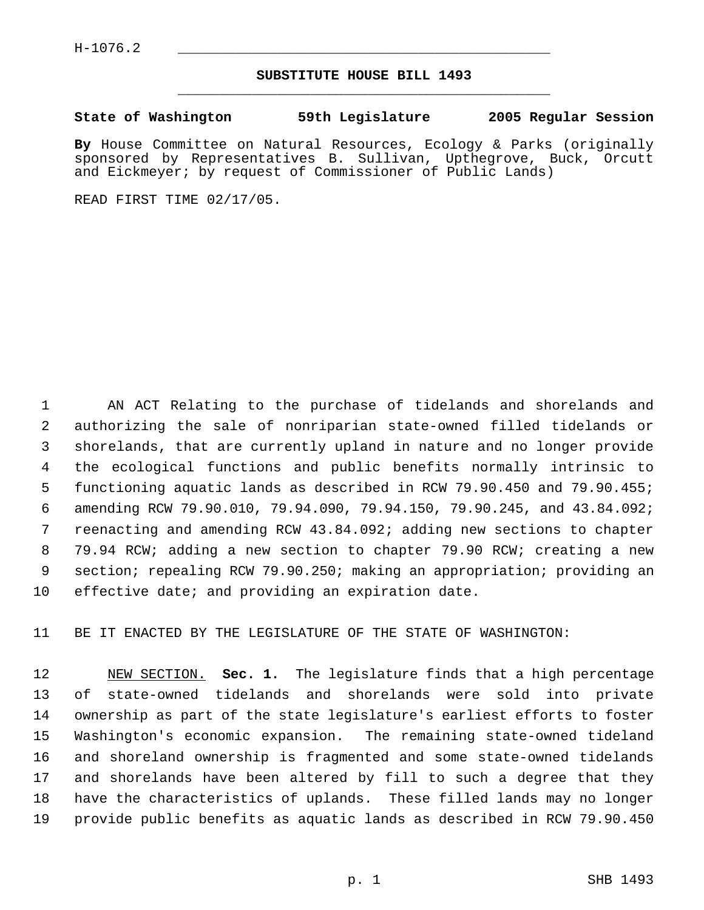H-1076.2

# SUBSTITUTE HOUSE BILL 1493

**State of Washington 59th Legislature 2005 Regular Session**

**By** House Committee on Natural Resources, Ecology & Parks (originally sponsored by Representatives B. Sullivan, Upthegrove, Buck, Orcutt and Eickmeyer; by request of Commissioner of Public Lands)

READ FIRST TIME 02/17/05.

AN ACT Relating to the purchase of tidelands and shorelands and authorizing the sale of nonriparian state-owned filled tidelands or shorelands, that are currently upland in nature and no longer provide the ecological functions and public benefits normally intrinsic to functioning aquatic lands as described in RCW 79.90.450 and 79.90.455; amending RCW 79.90.010, 79.94.090, 79.94.150, 79.90.245, and 43.84.092; reenacting and amending RCW 43.84.092; adding new sections to chapter 79.94 RCW; adding a new section to chapter 79.90 RCW; creating a new section; repealing RCW 79.90.250; making an appropriation; providing an effective date; and providing an expiration date.

BE IT ENACTED BY THE LEGISLATURE OF THE STATE OF WASHINGTON:

NEW SECTION. **Sec. 1.** The legislature finds that a high percentage of state-owned tidelands and shorelands were sold into private ownership as part of the state legislature's earliest efforts to foster Washington's economic expansion. The remaining state-owned tideland and shoreland ownership is fragmented and some state-owned tidelands and shorelands have been altered by fill to such a degree that they have the characteristics of uplands. These filled lands may no longer provide public benefits as aquatic lands as described in RCW 79.90.450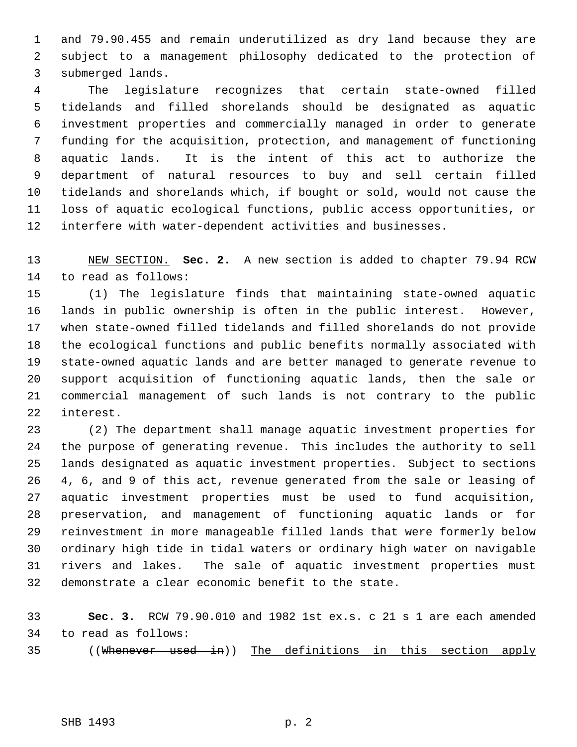and 79.90.455 and remain underutilized as dry land because they are subject to a management philosophy dedicated to the protection of submerged lands.

The legislature recognizes that certain state-owned filled tidelands and filled shorelands should be designated as aquatic investment properties and commercially managed in order to generate funding for the acquisition, protection, and management of functioning aquatic lands. It is the intent of this act to authorize the department of natural resources to buy and sell certain filled tidelands and shorelands which, if bought or sold, would not cause the loss of aquatic ecological functions, public access opportunities, or interfere with water-dependent activities and businesses.

NEW SECTION. **Sec. 2.** A new section is added to chapter 79.94 RCW to read as follows:

(1) The legislature finds that maintaining state-owned aquatic lands in public ownership is often in the public interest. However, when state-owned filled tidelands and filled shorelands do not provide the ecological functions and public benefits normally associated with state-owned aquatic lands and are better managed to generate revenue to support acquisition of functioning aquatic lands, then the sale or commercial management of such lands is not contrary to the public interest.

(2) The department shall manage aquatic investment properties for the purpose of generating revenue. This includes the authority to sell lands designated as aquatic investment properties. Subject to sections 4, 6, and 9 of this act, revenue generated from the sale or leasing of aquatic investment properties must be used to fund acquisition, preservation, and management of functioning aquatic lands or for reinvestment in more manageable filled lands that were formerly below ordinary high tide in tidal waters or ordinary high water on navigable rivers and lakes. The sale of aquatic investment properties must demonstrate a clear economic benefit to the state.

**Sec. 3.** RCW 79.90.010 and 1982 1st ex.s. c 21 s 1 are each amended to read as follows:

((~~Whenever used in~~)) The definitions in this section apply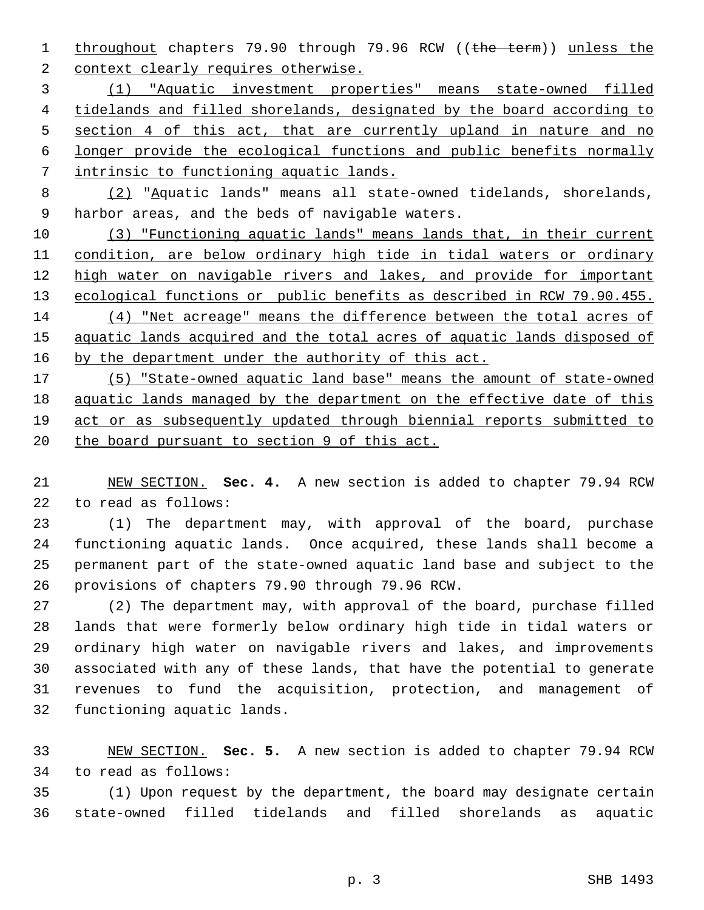throughout chapters 79.90 through 79.96 RCW ((~~the term~~)) unless the context clearly requires otherwise.

(1) "Aquatic investment properties" means state-owned filled tidelands and filled shorelands, designated by the board according to section 4 of this act, that are currently upland in nature and no longer provide the ecological functions and public benefits normally intrinsic to functioning aquatic lands.

(2) "Aquatic lands" means all state-owned tidelands, shorelands, harbor areas, and the beds of navigable waters.

(3) "Functioning aquatic lands" means lands that, in their current condition, are below ordinary high tide in tidal waters or ordinary high water on navigable rivers and lakes, and provide for important ecological functions or public benefits as described in RCW 79.90.455.

(4) "Net acreage" means the difference between the total acres of aquatic lands acquired and the total acres of aquatic lands disposed of by the department under the authority of this act.

(5) "State-owned aquatic land base" means the amount of state-owned aquatic lands managed by the department on the effective date of this act or as subsequently updated through biennial reports submitted to the board pursuant to section 9 of this act.

NEW SECTION. **Sec. 4.** A new section is added to chapter 79.94 RCW to read as follows:

(1) The department may, with approval of the board, purchase functioning aquatic lands. Once acquired, these lands shall become a permanent part of the state-owned aquatic land base and subject to the provisions of chapters 79.90 through 79.96 RCW.

(2) The department may, with approval of the board, purchase filled lands that were formerly below ordinary high tide in tidal waters or ordinary high water on navigable rivers and lakes, and improvements associated with any of these lands, that have the potential to generate revenues to fund the acquisition, protection, and management of functioning aquatic lands.

NEW SECTION. **Sec. 5.** A new section is added to chapter 79.94 RCW to read as follows:

(1) Upon request by the department, the board may designate certain state-owned filled tidelands and filled shorelands as aquatic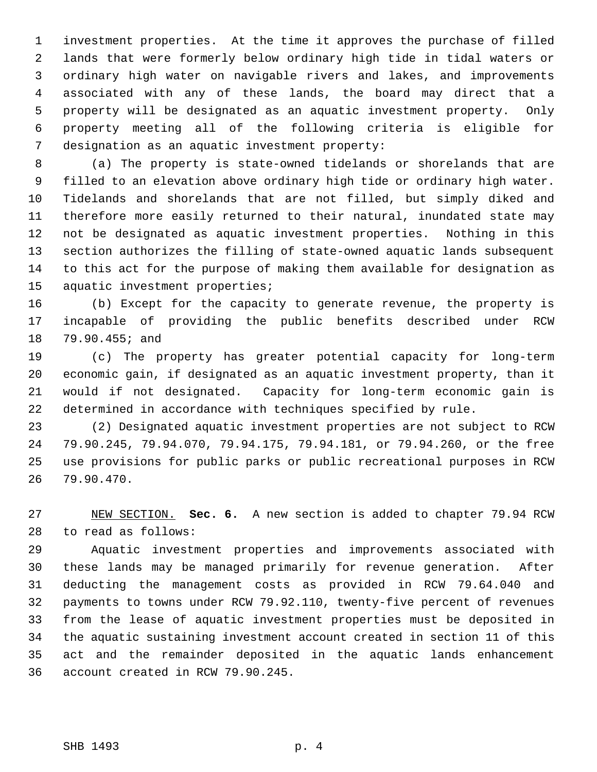investment properties. At the time it approves the purchase of filled lands that were formerly below ordinary high tide in tidal waters or ordinary high water on navigable rivers and lakes, and improvements associated with any of these lands, the board may direct that a property will be designated as an aquatic investment property. Only property meeting all of the following criteria is eligible for designation as an aquatic investment property:

(a) The property is state-owned tidelands or shorelands that are filled to an elevation above ordinary high tide or ordinary high water. Tidelands and shorelands that are not filled, but simply diked and therefore more easily returned to their natural, inundated state may not be designated as aquatic investment properties. Nothing in this section authorizes the filling of state-owned aquatic lands subsequent to this act for the purpose of making them available for designation as aquatic investment properties;

(b) Except for the capacity to generate revenue, the property is incapable of providing the public benefits described under RCW 79.90.455; and

(c) The property has greater potential capacity for long-term economic gain, if designated as an aquatic investment property, than it would if not designated. Capacity for long-term economic gain is determined in accordance with techniques specified by rule.

(2) Designated aquatic investment properties are not subject to RCW 79.90.245, 79.94.070, 79.94.175, 79.94.181, or 79.94.260, or the free use provisions for public parks or public recreational purposes in RCW 79.90.470.

NEW SECTION. **Sec. 6.** A new section is added to chapter 79.94 RCW to read as follows:

Aquatic investment properties and improvements associated with these lands may be managed primarily for revenue generation. After deducting the management costs as provided in RCW 79.64.040 and payments to towns under RCW 79.92.110, twenty-five percent of revenues from the lease of aquatic investment properties must be deposited in the aquatic sustaining investment account created in section 11 of this act and the remainder deposited in the aquatic lands enhancement account created in RCW 79.90.245.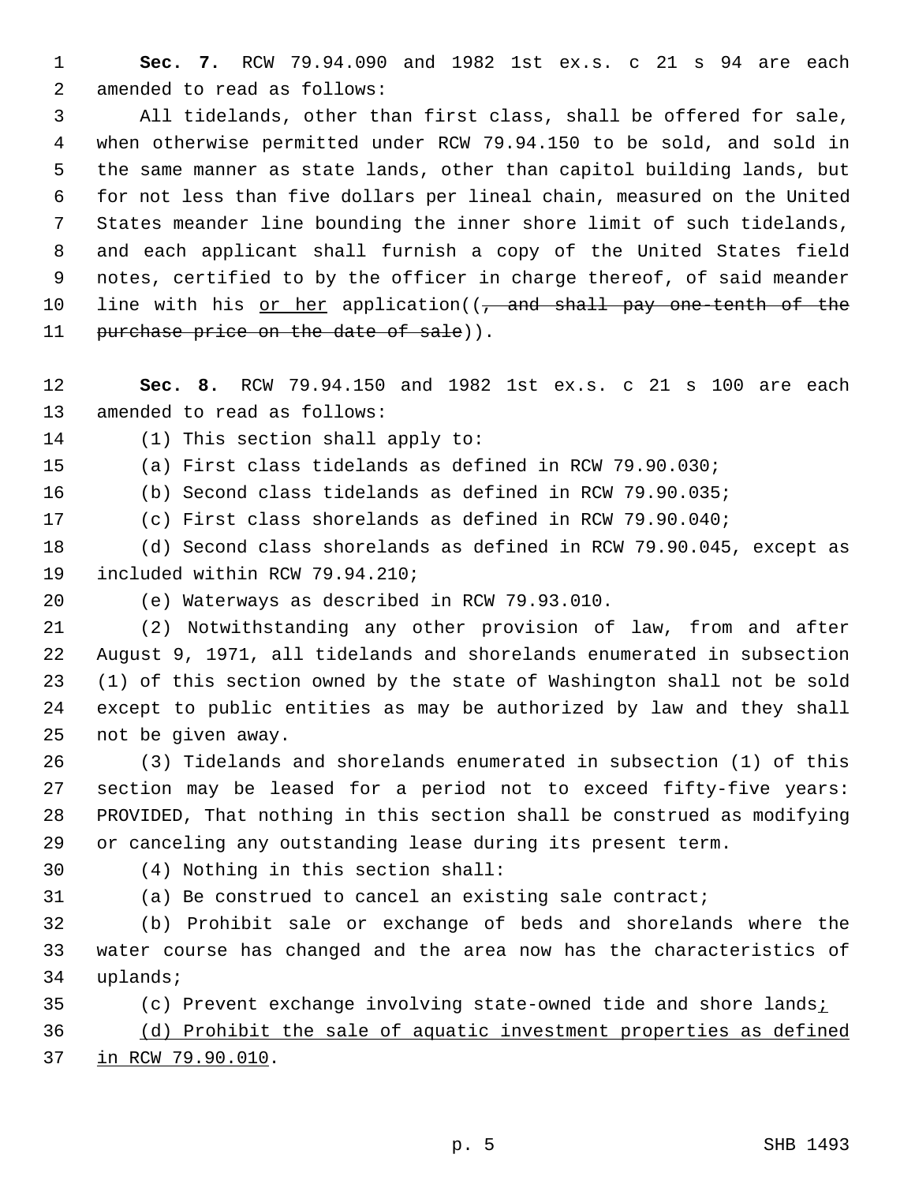**Sec. 7.** RCW 79.94.090 and 1982 1st ex.s. c 21 s 94 are each amended to read as follows:

All tidelands, other than first class, shall be offered for sale, when otherwise permitted under RCW 79.94.150 to be sold, and sold in the same manner as state lands, other than capitol building lands, but for not less than five dollars per lineal chain, measured on the United States meander line bounding the inner shore limit of such tidelands, and each applicant shall furnish a copy of the United States field notes, certified to by the officer in charge thereof, of said meander line with his <u>or her</u> application((~~, and shall pay one-tenth of the purchase price on the date of sale~~)).

**Sec. 8.** RCW 79.94.150 and 1982 1st ex.s. c 21 s 100 are each amended to read as follows:

(1) This section shall apply to:

(a) First class tidelands as defined in RCW 79.90.030;

(b) Second class tidelands as defined in RCW 79.90.035;

(c) First class shorelands as defined in RCW 79.90.040;

(d) Second class shorelands as defined in RCW 79.90.045, except as included within RCW 79.94.210;

(e) Waterways as described in RCW 79.93.010.

(2) Notwithstanding any other provision of law, from and after August 9, 1971, all tidelands and shorelands enumerated in subsection (1) of this section owned by the state of Washington shall not be sold except to public entities as may be authorized by law and they shall not be given away.

(3) Tidelands and shorelands enumerated in subsection (1) of this section may be leased for a period not to exceed fifty-five years: PROVIDED, That nothing in this section shall be construed as modifying or canceling any outstanding lease during its present term.

(4) Nothing in this section shall:

(a) Be construed to cancel an existing sale contract;

(b) Prohibit sale or exchange of beds and shorelands where the water course has changed and the area now has the characteristics of uplands;

(c) Prevent exchange involving state-owned tide and shore lands<u>;</u>

<u>(d) Prohibit the sale of aquatic investment properties as defined in RCW 79.90.010</u>.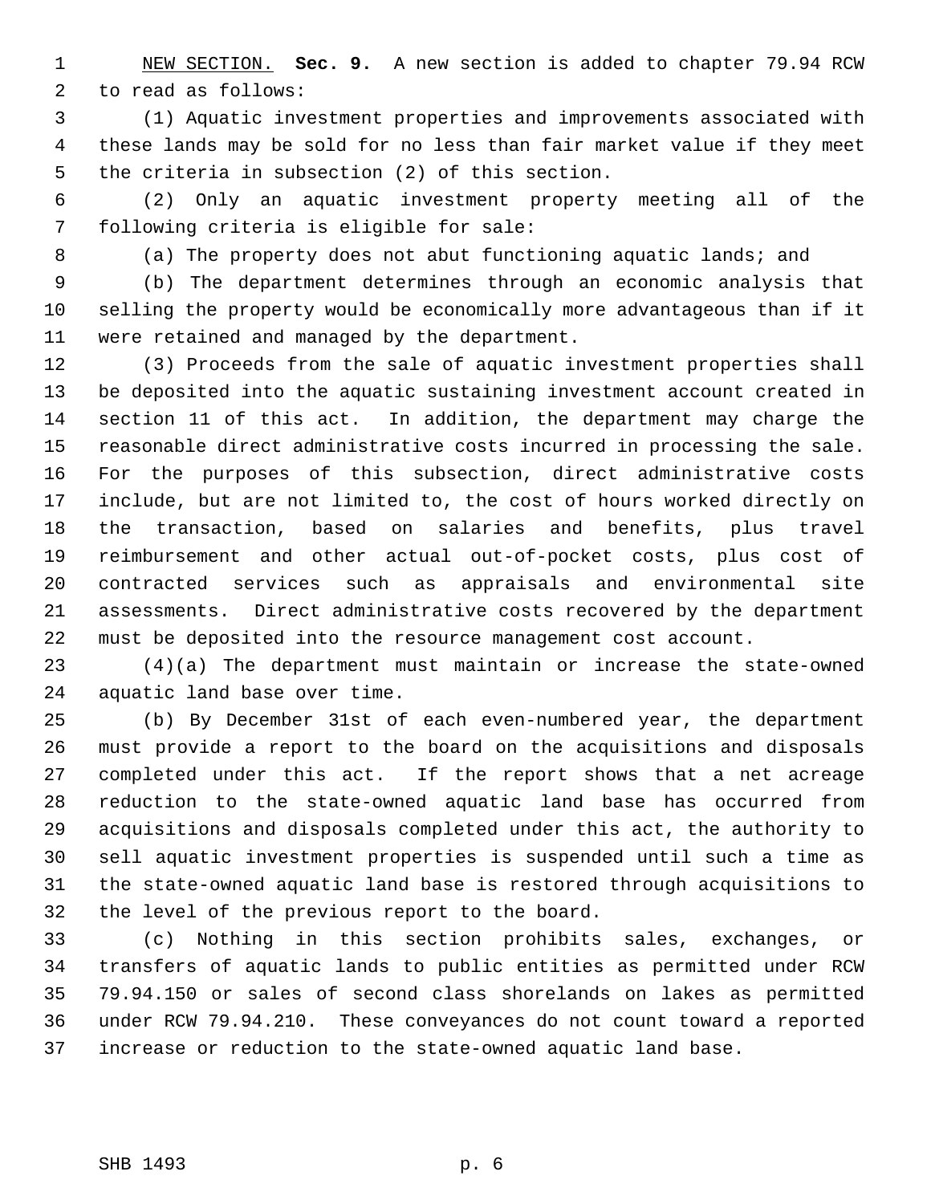<u>NEW SECTION.</u> **Sec. 9.** A new section is added to chapter 79.94 RCW to read as follows:

(1) Aquatic investment properties and improvements associated with these lands may be sold for no less than fair market value if they meet the criteria in subsection (2) of this section.

(2) Only an aquatic investment property meeting all of the following criteria is eligible for sale:

(a) The property does not abut functioning aquatic lands; and

(b) The department determines through an economic analysis that selling the property would be economically more advantageous than if it were retained and managed by the department.

(3) Proceeds from the sale of aquatic investment properties shall be deposited into the aquatic sustaining investment account created in section 11 of this act. In addition, the department may charge the reasonable direct administrative costs incurred in processing the sale. For the purposes of this subsection, direct administrative costs include, but are not limited to, the cost of hours worked directly on the transaction, based on salaries and benefits, plus travel reimbursement and other actual out-of-pocket costs, plus cost of contracted services such as appraisals and environmental site assessments. Direct administrative costs recovered by the department must be deposited into the resource management cost account.

(4)(a) The department must maintain or increase the state-owned aquatic land base over time.

(b) By December 31st of each even-numbered year, the department must provide a report to the board on the acquisitions and disposals completed under this act. If the report shows that a net acreage reduction to the state-owned aquatic land base has occurred from acquisitions and disposals completed under this act, the authority to sell aquatic investment properties is suspended until such a time as the state-owned aquatic land base is restored through acquisitions to the level of the previous report to the board.

(c) Nothing in this section prohibits sales, exchanges, or transfers of aquatic lands to public entities as permitted under RCW 79.94.150 or sales of second class shorelands on lakes as permitted under RCW 79.94.210. These conveyances do not count toward a reported increase or reduction to the state-owned aquatic land base.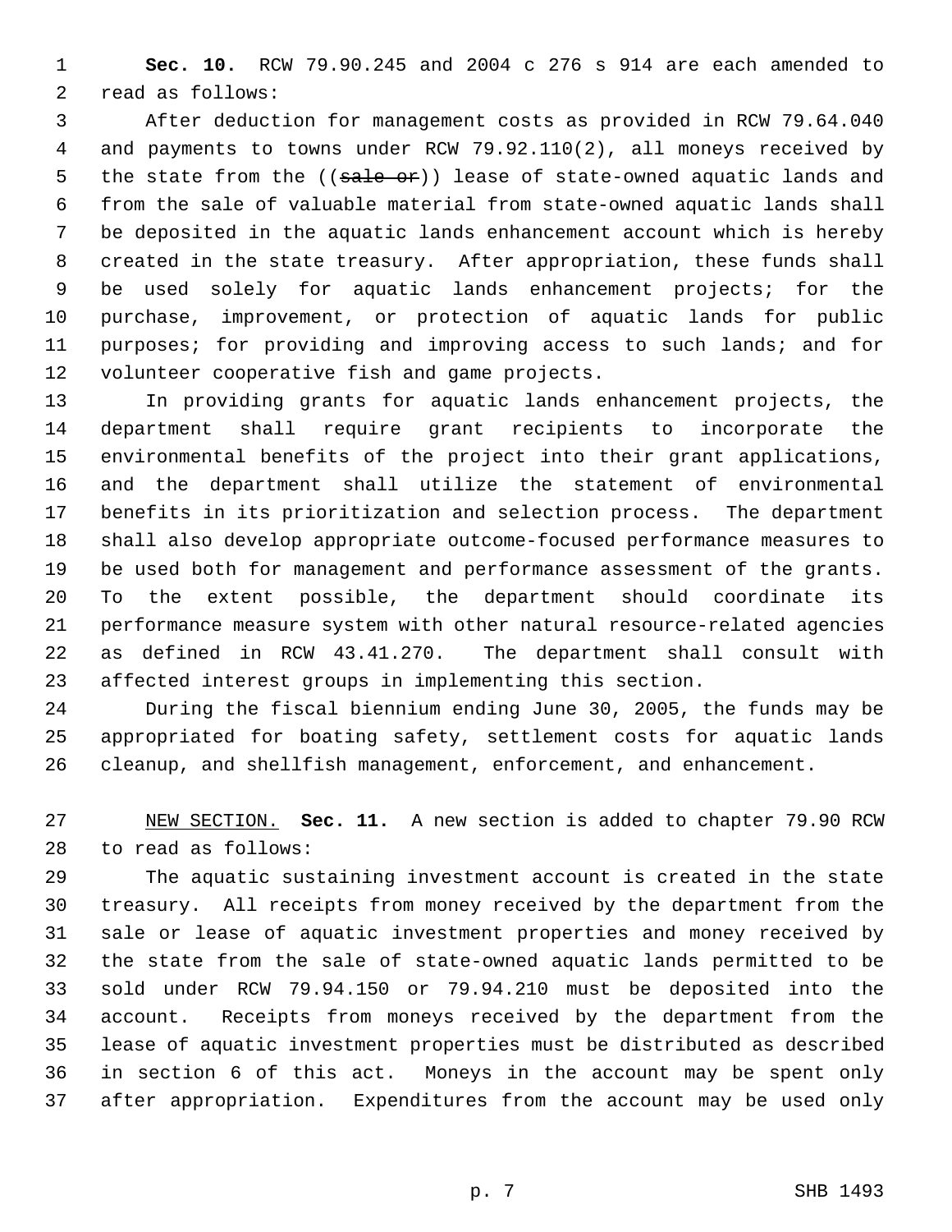**Sec. 10.** RCW 79.90.245 and 2004 c 276 s 914 are each amended to read as follows:

After deduction for management costs as provided in RCW 79.64.040 and payments to towns under RCW 79.92.110(2), all moneys received by the state from the ((~~sale or~~)) lease of state-owned aquatic lands and from the sale of valuable material from state-owned aquatic lands shall be deposited in the aquatic lands enhancement account which is hereby created in the state treasury. After appropriation, these funds shall be used solely for aquatic lands enhancement projects; for the purchase, improvement, or protection of aquatic lands for public purposes; for providing and improving access to such lands; and for volunteer cooperative fish and game projects.

In providing grants for aquatic lands enhancement projects, the department shall require grant recipients to incorporate the environmental benefits of the project into their grant applications, and the department shall utilize the statement of environmental benefits in its prioritization and selection process. The department shall also develop appropriate outcome-focused performance measures to be used both for management and performance assessment of the grants. To the extent possible, the department should coordinate its performance measure system with other natural resource-related agencies as defined in RCW 43.41.270. The department shall consult with affected interest groups in implementing this section.

During the fiscal biennium ending June 30, 2005, the funds may be appropriated for boating safety, settlement costs for aquatic lands cleanup, and shellfish management, enforcement, and enhancement.

NEW SECTION. **Sec. 11.** A new section is added to chapter 79.90 RCW to read as follows:

The aquatic sustaining investment account is created in the state treasury. All receipts from money received by the department from the sale or lease of aquatic investment properties and money received by the state from the sale of state-owned aquatic lands permitted to be sold under RCW 79.94.150 or 79.94.210 must be deposited into the account. Receipts from moneys received by the department from the lease of aquatic investment properties must be distributed as described in section 6 of this act. Moneys in the account may be spent only after appropriation. Expenditures from the account may be used only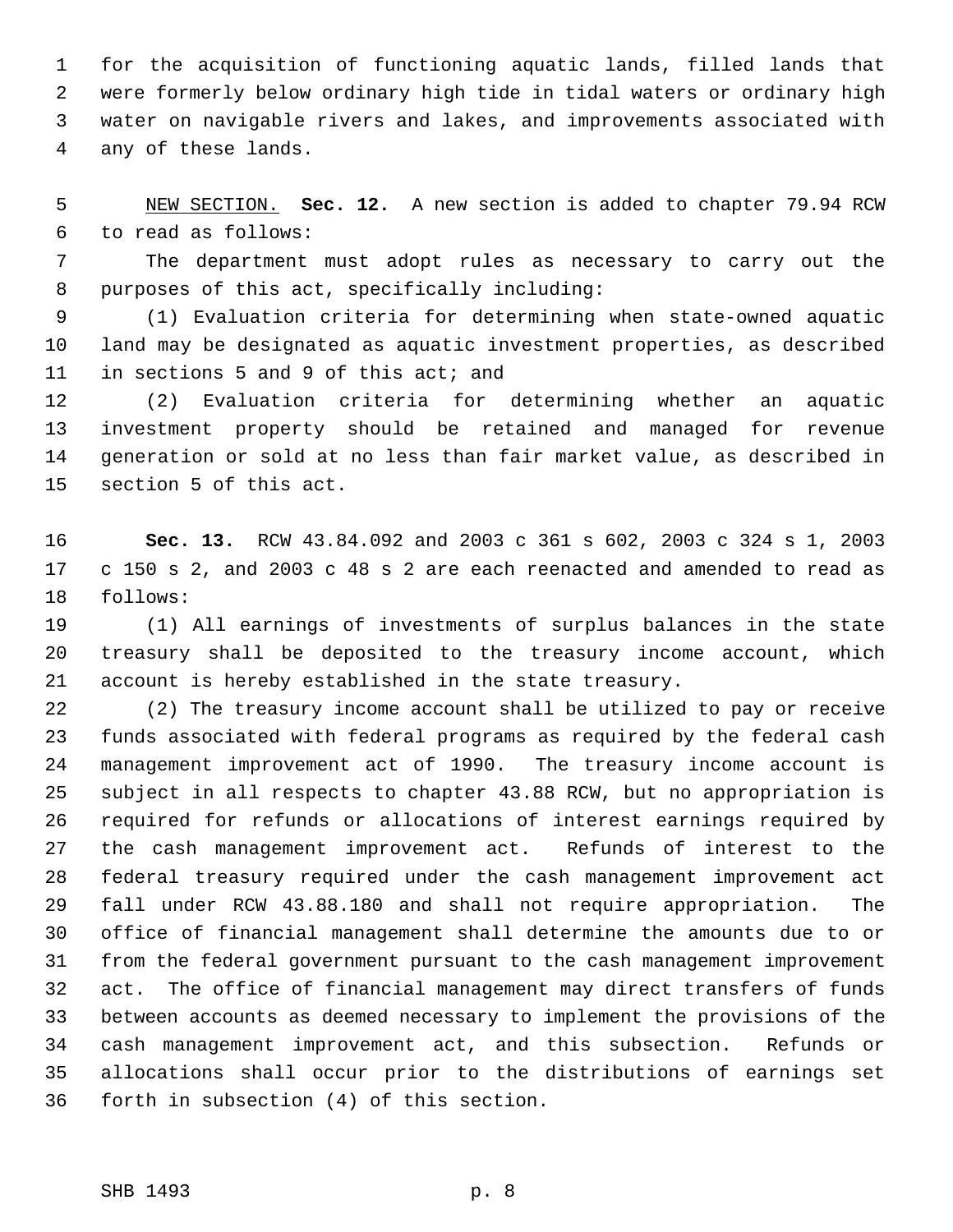for the acquisition of functioning aquatic lands, filled lands that were formerly below ordinary high tide in tidal waters or ordinary high water on navigable rivers and lakes, and improvements associated with any of these lands.

NEW SECTION. **Sec. 12.** A new section is added to chapter 79.94 RCW to read as follows:

The department must adopt rules as necessary to carry out the purposes of this act, specifically including:

(1) Evaluation criteria for determining when state-owned aquatic land may be designated as aquatic investment properties, as described in sections 5 and 9 of this act; and

(2) Evaluation criteria for determining whether an aquatic investment property should be retained and managed for revenue generation or sold at no less than fair market value, as described in section 5 of this act.

**Sec. 13.** RCW 43.84.092 and 2003 c 361 s 602, 2003 c 324 s 1, 2003 c 150 s 2, and 2003 c 48 s 2 are each reenacted and amended to read as follows:

(1) All earnings of investments of surplus balances in the state treasury shall be deposited to the treasury income account, which account is hereby established in the state treasury.

(2) The treasury income account shall be utilized to pay or receive funds associated with federal programs as required by the federal cash management improvement act of 1990. The treasury income account is subject in all respects to chapter 43.88 RCW, but no appropriation is required for refunds or allocations of interest earnings required by the cash management improvement act. Refunds of interest to the federal treasury required under the cash management improvement act fall under RCW 43.88.180 and shall not require appropriation. The office of financial management shall determine the amounts due to or from the federal government pursuant to the cash management improvement act. The office of financial management may direct transfers of funds between accounts as deemed necessary to implement the provisions of the cash management improvement act, and this subsection. Refunds or allocations shall occur prior to the distributions of earnings set forth in subsection (4) of this section.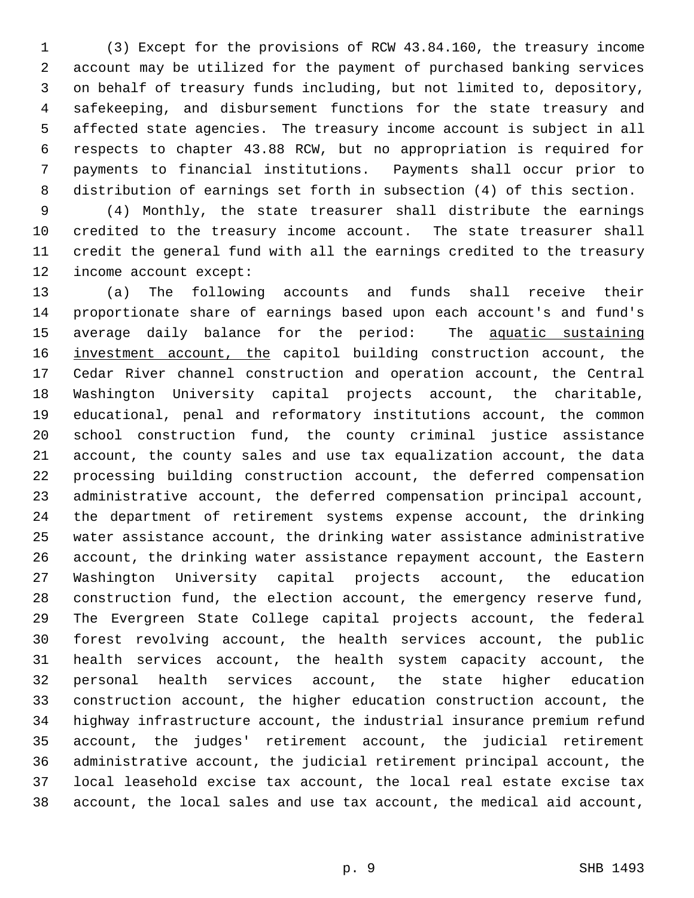(3) Except for the provisions of RCW 43.84.160, the treasury income account may be utilized for the payment of purchased banking services on behalf of treasury funds including, but not limited to, depository, safekeeping, and disbursement functions for the state treasury and affected state agencies. The treasury income account is subject in all respects to chapter 43.88 RCW, but no appropriation is required for payments to financial institutions. Payments shall occur prior to distribution of earnings set forth in subsection (4) of this section.

(4) Monthly, the state treasurer shall distribute the earnings credited to the treasury income account. The state treasurer shall credit the general fund with all the earnings credited to the treasury income account except:

(a) The following accounts and funds shall receive their proportionate share of earnings based upon each account's and fund's average daily balance for the period: The aquatic sustaining investment account, the capitol building construction account, the Cedar River channel construction and operation account, the Central Washington University capital projects account, the charitable, educational, penal and reformatory institutions account, the common school construction fund, the county criminal justice assistance account, the county sales and use tax equalization account, the data processing building construction account, the deferred compensation administrative account, the deferred compensation principal account, the department of retirement systems expense account, the drinking water assistance account, the drinking water assistance administrative account, the drinking water assistance repayment account, the Eastern Washington University capital projects account, the education construction fund, the election account, the emergency reserve fund, The Evergreen State College capital projects account, the federal forest revolving account, the health services account, the public health services account, the health system capacity account, the personal health services account, the state higher education construction account, the higher education construction account, the highway infrastructure account, the industrial insurance premium refund account, the judges' retirement account, the judicial retirement administrative account, the judicial retirement principal account, the local leasehold excise tax account, the local real estate excise tax account, the local sales and use tax account, the medical aid account,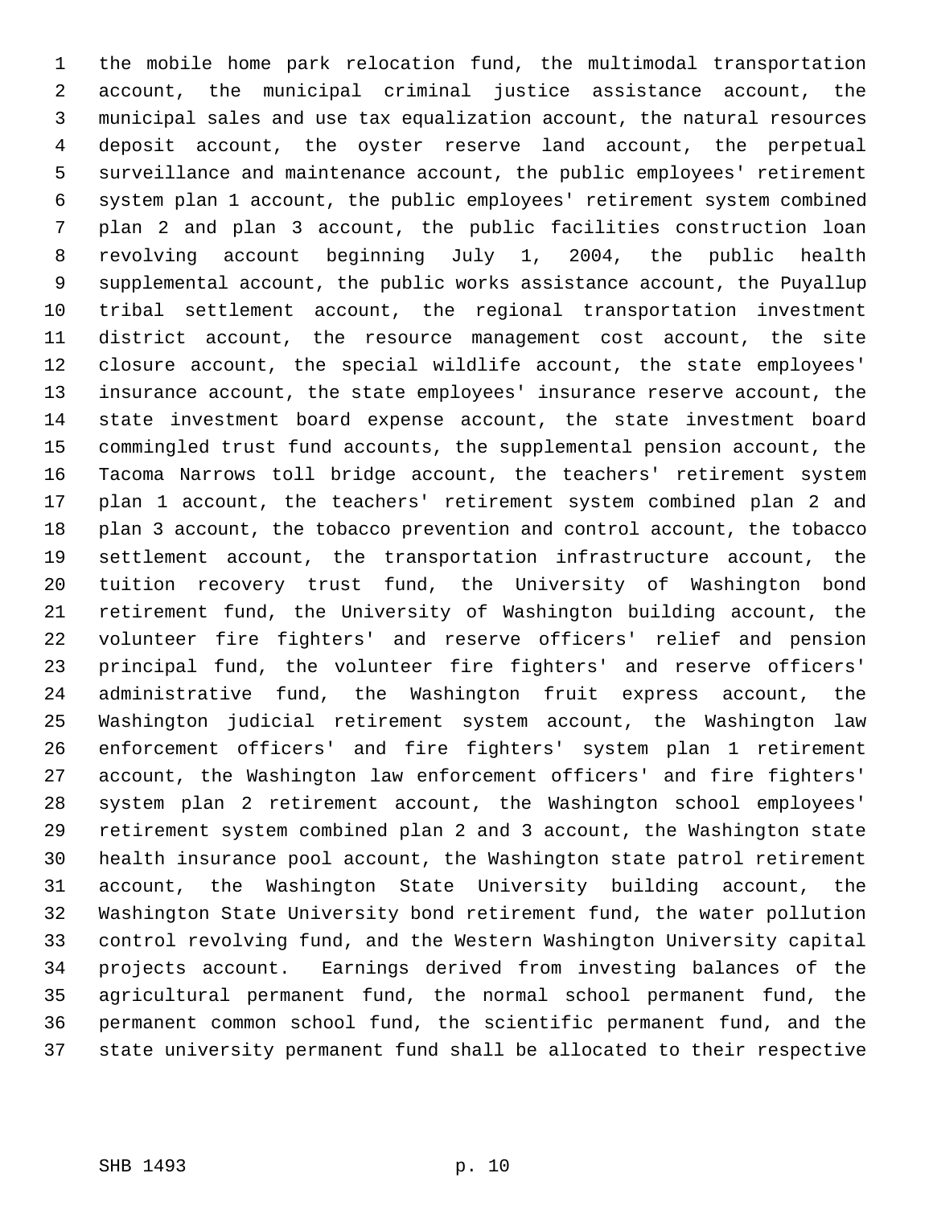the mobile home park relocation fund, the multimodal transportation account, the municipal criminal justice assistance account, the municipal sales and use tax equalization account, the natural resources deposit account, the oyster reserve land account, the perpetual surveillance and maintenance account, the public employees' retirement system plan 1 account, the public employees' retirement system combined plan 2 and plan 3 account, the public facilities construction loan revolving account beginning July 1, 2004, the public health supplemental account, the public works assistance account, the Puyallup tribal settlement account, the regional transportation investment district account, the resource management cost account, the site closure account, the special wildlife account, the state employees' insurance account, the state employees' insurance reserve account, the state investment board expense account, the state investment board commingled trust fund accounts, the supplemental pension account, the Tacoma Narrows toll bridge account, the teachers' retirement system plan 1 account, the teachers' retirement system combined plan 2 and plan 3 account, the tobacco prevention and control account, the tobacco settlement account, the transportation infrastructure account, the tuition recovery trust fund, the University of Washington bond retirement fund, the University of Washington building account, the volunteer fire fighters' and reserve officers' relief and pension principal fund, the volunteer fire fighters' and reserve officers' administrative fund, the Washington fruit express account, the Washington judicial retirement system account, the Washington law enforcement officers' and fire fighters' system plan 1 retirement account, the Washington law enforcement officers' and fire fighters' system plan 2 retirement account, the Washington school employees' retirement system combined plan 2 and 3 account, the Washington state health insurance pool account, the Washington state patrol retirement account, the Washington State University building account, the Washington State University bond retirement fund, the water pollution control revolving fund, and the Western Washington University capital projects account. Earnings derived from investing balances of the agricultural permanent fund, the normal school permanent fund, the permanent common school fund, the scientific permanent fund, and the state university permanent fund shall be allocated to their respective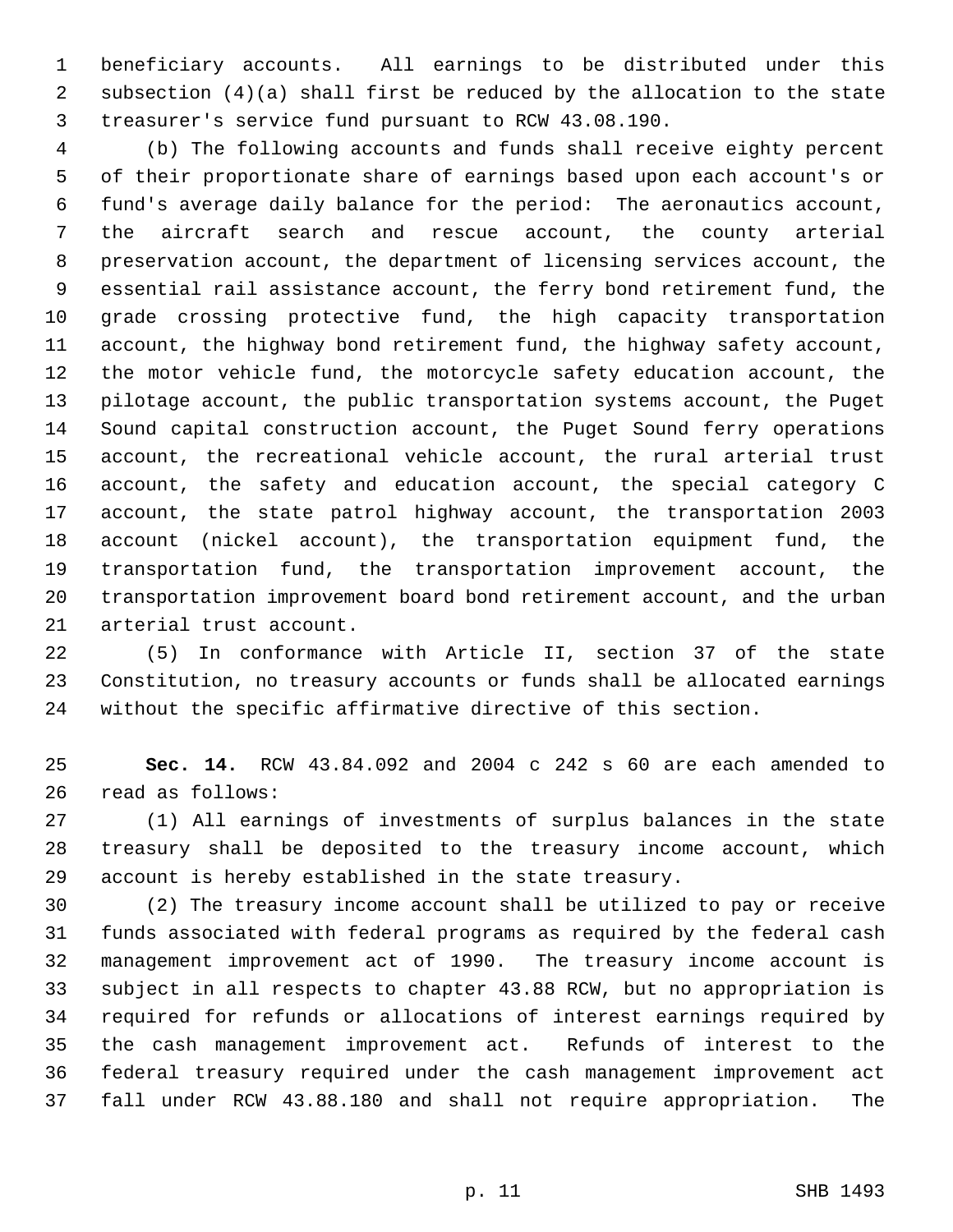beneficiary accounts. All earnings to be distributed under this subsection (4)(a) shall first be reduced by the allocation to the state treasurer's service fund pursuant to RCW 43.08.190.

(b) The following accounts and funds shall receive eighty percent of their proportionate share of earnings based upon each account's or fund's average daily balance for the period: The aeronautics account, the aircraft search and rescue account, the county arterial preservation account, the department of licensing services account, the essential rail assistance account, the ferry bond retirement fund, the grade crossing protective fund, the high capacity transportation account, the highway bond retirement fund, the highway safety account, the motor vehicle fund, the motorcycle safety education account, the pilotage account, the public transportation systems account, the Puget Sound capital construction account, the Puget Sound ferry operations account, the recreational vehicle account, the rural arterial trust account, the safety and education account, the special category C account, the state patrol highway account, the transportation 2003 account (nickel account), the transportation equipment fund, the transportation fund, the transportation improvement account, the transportation improvement board bond retirement account, and the urban arterial trust account.

(5) In conformance with Article II, section 37 of the state Constitution, no treasury accounts or funds shall be allocated earnings without the specific affirmative directive of this section.

**Sec. 14.** RCW 43.84.092 and 2004 c 242 s 60 are each amended to read as follows:

(1) All earnings of investments of surplus balances in the state treasury shall be deposited to the treasury income account, which account is hereby established in the state treasury.

(2) The treasury income account shall be utilized to pay or receive funds associated with federal programs as required by the federal cash management improvement act of 1990. The treasury income account is subject in all respects to chapter 43.88 RCW, but no appropriation is required for refunds or allocations of interest earnings required by the cash management improvement act. Refunds of interest to the federal treasury required under the cash management improvement act fall under RCW 43.88.180 and shall not require appropriation. The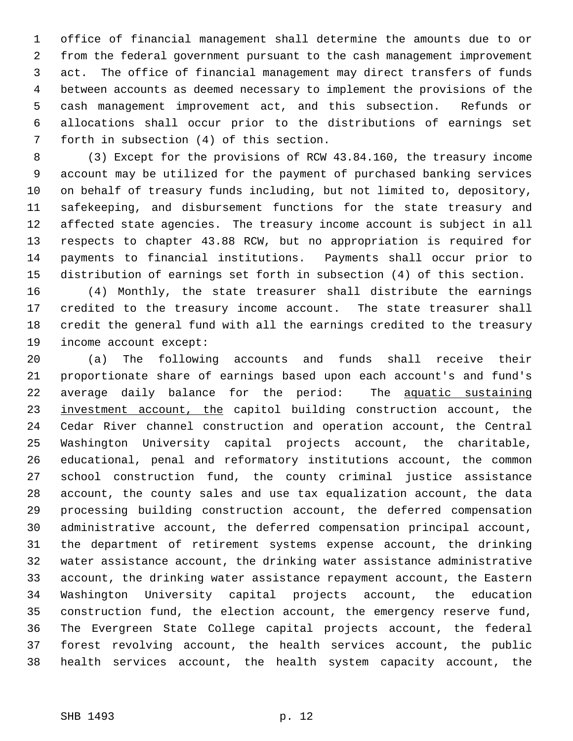office of financial management shall determine the amounts due to or from the federal government pursuant to the cash management improvement act. The office of financial management may direct transfers of funds between accounts as deemed necessary to implement the provisions of the cash management improvement act, and this subsection. Refunds or allocations shall occur prior to the distributions of earnings set forth in subsection (4) of this section.

(3) Except for the provisions of RCW 43.84.160, the treasury income account may be utilized for the payment of purchased banking services on behalf of treasury funds including, but not limited to, depository, safekeeping, and disbursement functions for the state treasury and affected state agencies. The treasury income account is subject in all respects to chapter 43.88 RCW, but no appropriation is required for payments to financial institutions. Payments shall occur prior to distribution of earnings set forth in subsection (4) of this section.

(4) Monthly, the state treasurer shall distribute the earnings credited to the treasury income account. The state treasurer shall credit the general fund with all the earnings credited to the treasury income account except:

(a) The following accounts and funds shall receive their proportionate share of earnings based upon each account's and fund's average daily balance for the period: The <u>aquatic sustaining investment account, the</u> capitol building construction account, the Cedar River channel construction and operation account, the Central Washington University capital projects account, the charitable, educational, penal and reformatory institutions account, the common school construction fund, the county criminal justice assistance account, the county sales and use tax equalization account, the data processing building construction account, the deferred compensation administrative account, the deferred compensation principal account, the department of retirement systems expense account, the drinking water assistance account, the drinking water assistance administrative account, the drinking water assistance repayment account, the Eastern Washington University capital projects account, the education construction fund, the election account, the emergency reserve fund, The Evergreen State College capital projects account, the federal forest revolving account, the health services account, the public health services account, the health system capacity account, the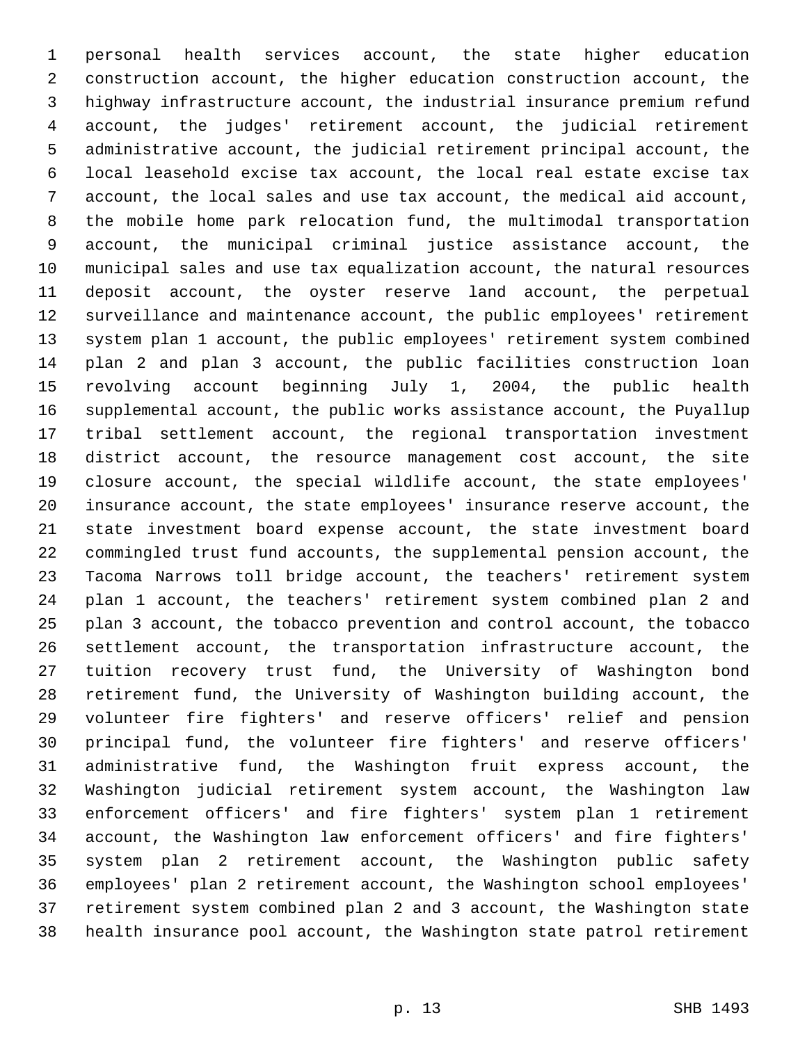personal health services account, the state higher education construction account, the higher education construction account, the highway infrastructure account, the industrial insurance premium refund account, the judges' retirement account, the judicial retirement administrative account, the judicial retirement principal account, the local leasehold excise tax account, the local real estate excise tax account, the local sales and use tax account, the medical aid account, the mobile home park relocation fund, the multimodal transportation account, the municipal criminal justice assistance account, the municipal sales and use tax equalization account, the natural resources deposit account, the oyster reserve land account, the perpetual surveillance and maintenance account, the public employees' retirement system plan 1 account, the public employees' retirement system combined plan 2 and plan 3 account, the public facilities construction loan revolving account beginning July 1, 2004, the public health supplemental account, the public works assistance account, the Puyallup tribal settlement account, the regional transportation investment district account, the resource management cost account, the site closure account, the special wildlife account, the state employees' insurance account, the state employees' insurance reserve account, the state investment board expense account, the state investment board commingled trust fund accounts, the supplemental pension account, the Tacoma Narrows toll bridge account, the teachers' retirement system plan 1 account, the teachers' retirement system combined plan 2 and plan 3 account, the tobacco prevention and control account, the tobacco settlement account, the transportation infrastructure account, the tuition recovery trust fund, the University of Washington bond retirement fund, the University of Washington building account, the volunteer fire fighters' and reserve officers' relief and pension principal fund, the volunteer fire fighters' and reserve officers' administrative fund, the Washington fruit express account, the Washington judicial retirement system account, the Washington law enforcement officers' and fire fighters' system plan 1 retirement account, the Washington law enforcement officers' and fire fighters' system plan 2 retirement account, the Washington public safety employees' plan 2 retirement account, the Washington school employees' retirement system combined plan 2 and 3 account, the Washington state health insurance pool account, the Washington state patrol retirement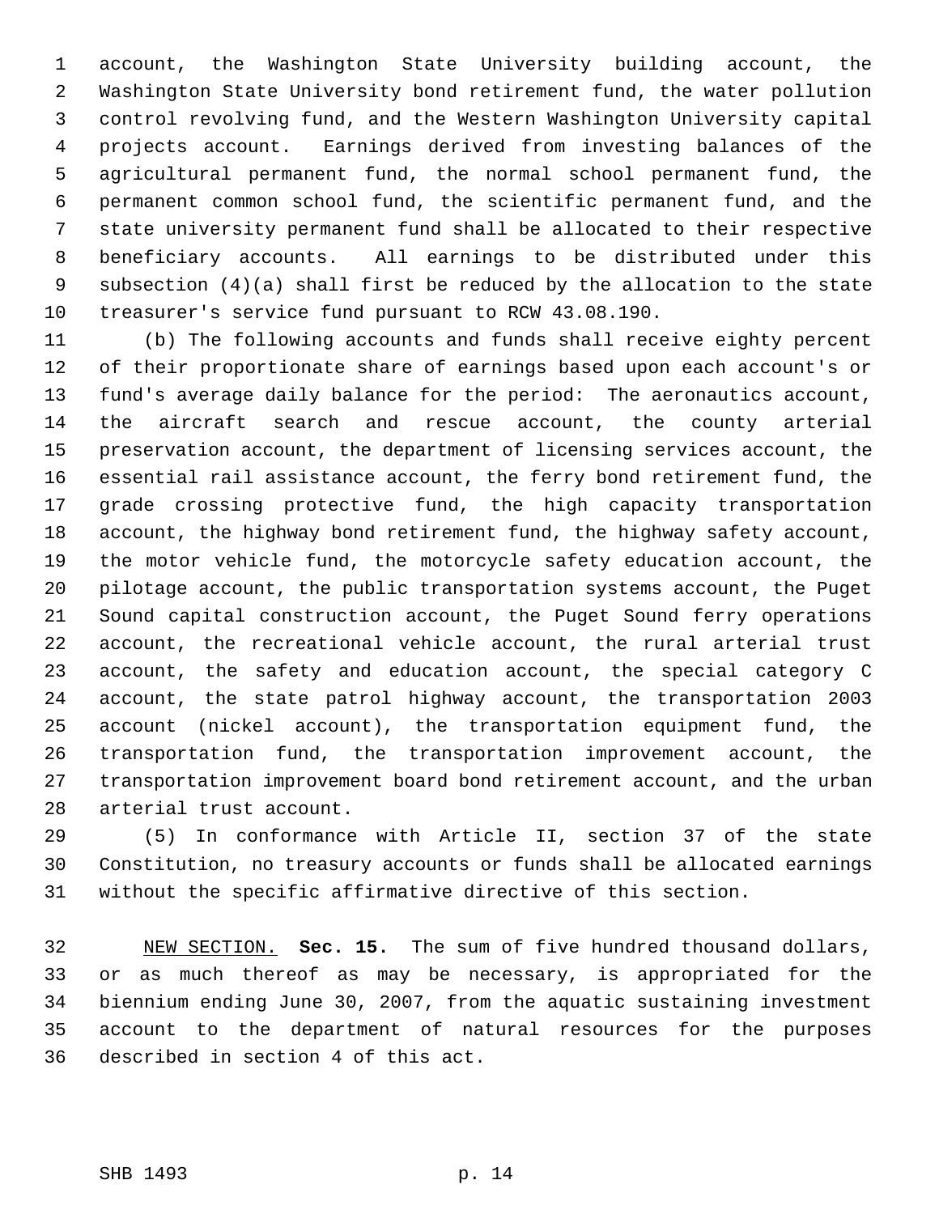account, the Washington State University building account, the Washington State University bond retirement fund, the water pollution control revolving fund, and the Western Washington University capital projects account. Earnings derived from investing balances of the agricultural permanent fund, the normal school permanent fund, the permanent common school fund, the scientific permanent fund, and the state university permanent fund shall be allocated to their respective beneficiary accounts. All earnings to be distributed under this subsection (4)(a) shall first be reduced by the allocation to the state treasurer's service fund pursuant to RCW 43.08.190.

(b) The following accounts and funds shall receive eighty percent of their proportionate share of earnings based upon each account's or fund's average daily balance for the period: The aeronautics account, the aircraft search and rescue account, the county arterial preservation account, the department of licensing services account, the essential rail assistance account, the ferry bond retirement fund, the grade crossing protective fund, the high capacity transportation account, the highway bond retirement fund, the highway safety account, the motor vehicle fund, the motorcycle safety education account, the pilotage account, the public transportation systems account, the Puget Sound capital construction account, the Puget Sound ferry operations account, the recreational vehicle account, the rural arterial trust account, the safety and education account, the special category C account, the state patrol highway account, the transportation 2003 account (nickel account), the transportation equipment fund, the transportation fund, the transportation improvement account, the transportation improvement board bond retirement account, and the urban arterial trust account.

(5) In conformance with Article II, section 37 of the state Constitution, no treasury accounts or funds shall be allocated earnings without the specific affirmative directive of this section.

NEW SECTION. **Sec. 15.** The sum of five hundred thousand dollars, or as much thereof as may be necessary, is appropriated for the biennium ending June 30, 2007, from the aquatic sustaining investment account to the department of natural resources for the purposes described in section 4 of this act.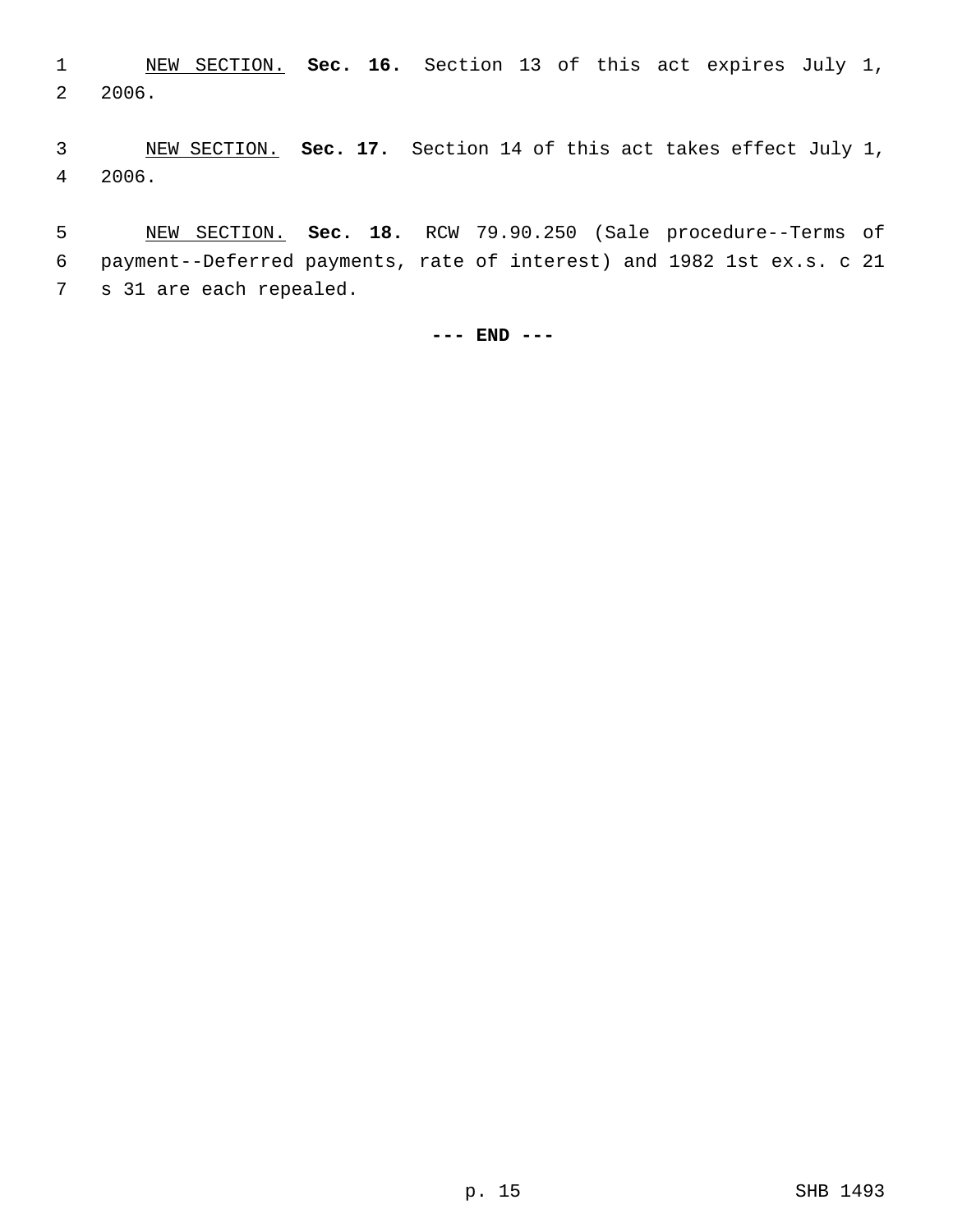NEW SECTION. **Sec. 16.** Section 13 of this act expires July 1, 2006.

NEW SECTION. **Sec. 17.** Section 14 of this act takes effect July 1, 2006.

NEW SECTION. **Sec. 18.** RCW 79.90.250 (Sale procedure--Terms of payment--Deferred payments, rate of interest) and 1982 1st ex.s. c 21 s 31 are each repealed.

**--- END ---**